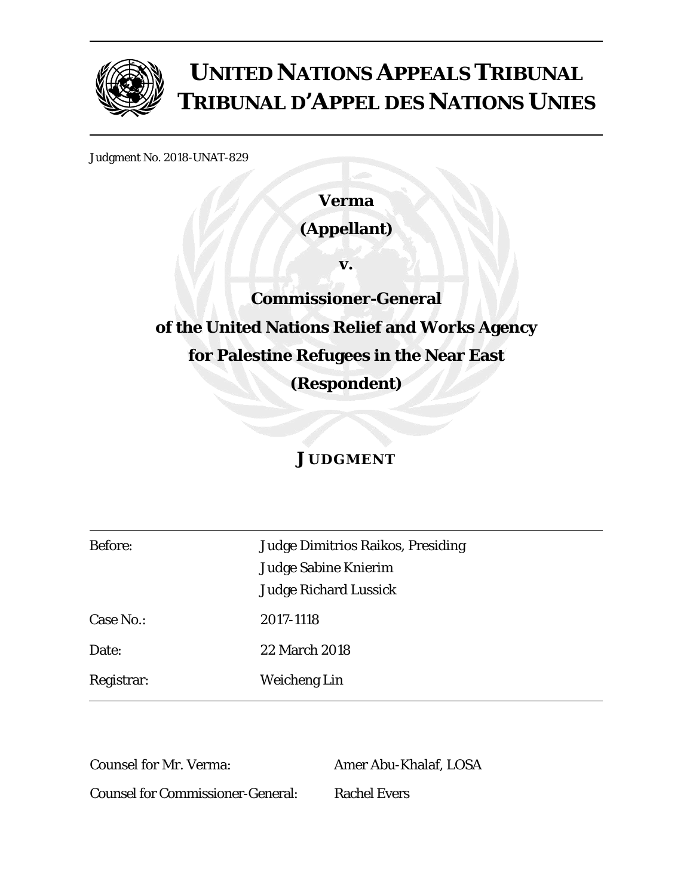# UNITED NATIONS APPEALS TRIBUNAL
# TRIBUNAL D'APPEL DES NATIONS UNIES

Judgment No. 2018-UNAT-829

**Verma**

**(Appellant)**

**v.**

**Commissioner-General**

**of the United Nations Relief and Works Agency**

**for Palestine Refugees in the Near East**

**(Respondent)**

## JUDGMENT

| | |
|---|---|
| Before: | Judge Dimitrios Raikos, Presiding<br>Judge Sabine Knierim<br>Judge Richard Lussick |
| Case No.: | 2017-1118 |
| Date: | 22 March 2018 |
| Registrar: | Weicheng Lin |

| | |
|---|---|
| Counsel for Mr. Verma: | Amer Abu-Khalaf, LOSA |
| Counsel for Commissioner-General: | Rachel Evers |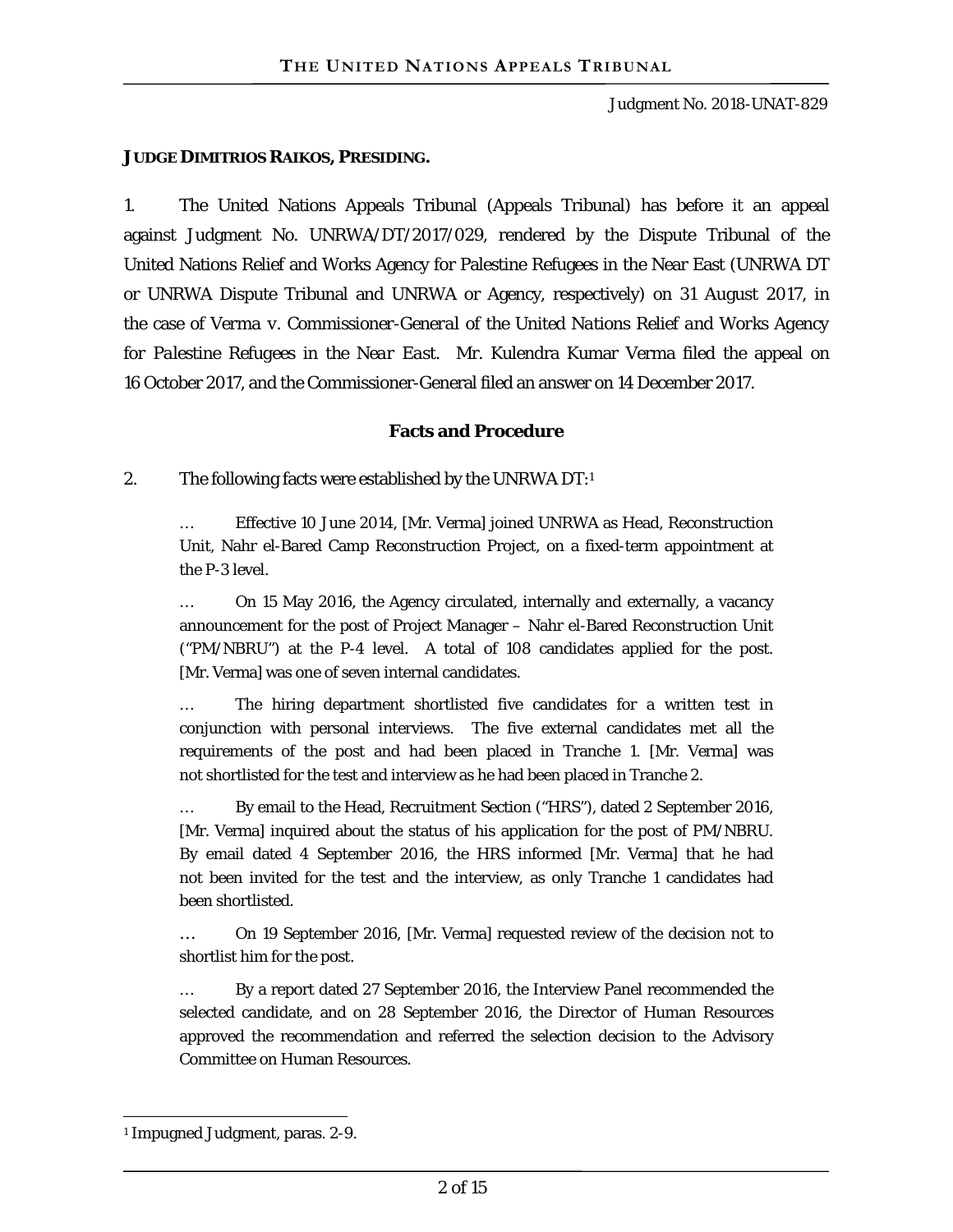**JUDGE DIMITRIOS RAIKOS, PRESIDING.**

1. The United Nations Appeals Tribunal (Appeals Tribunal) has before it an appeal against Judgment No. UNRWA/DT/2017/029, rendered by the Dispute Tribunal of the United Nations Relief and Works Agency for Palestine Refugees in the Near East (UNRWA DT or UNRWA Dispute Tribunal and UNRWA or Agency, respectively) on 31 August 2017, in the case of *Verma v. Commissioner-General of the United Nations Relief and Works Agency for Palestine Refugees in the Near East*. Mr. Kulendra Kumar Verma filed the appeal on 16 October 2017, and the Commissioner-General filed an answer on 14 December 2017.

## Facts and Procedure

2. The following facts were established by the UNRWA DT:[1]

> … Effective 10 June 2014, [Mr. Verma] joined UNRWA as Head, Reconstruction Unit, Nahr el-Bared Camp Reconstruction Project, on a fixed-term appointment at the P-3 level.
>
> … On 15 May 2016, the Agency circulated, internally and externally, a vacancy announcement for the post of Project Manager – Nahr el-Bared Reconstruction Unit ("PM/NBRU") at the P-4 level. A total of 108 candidates applied for the post. [Mr. Verma] was one of seven internal candidates.
>
> … The hiring department shortlisted five candidates for a written test in conjunction with personal interviews. The five external candidates met all the requirements of the post and had been placed in Tranche 1. [Mr. Verma] was not shortlisted for the test and interview as he had been placed in Tranche 2.
>
> … By email to the Head, Recruitment Section ("HRS"), dated 2 September 2016, [Mr. Verma] inquired about the status of his application for the post of PM/NBRU. By email dated 4 September 2016, the HRS informed [Mr. Verma] that he had not been invited for the test and the interview, as only Tranche 1 candidates had been shortlisted.
>
> … On 19 September 2016, [Mr. Verma] requested review of the decision not to shortlist him for the post.
>
> … By a report dated 27 September 2016, the Interview Panel recommended the selected candidate, and on 28 September 2016, the Director of Human Resources approved the recommendation and referred the selection decision to the Advisory Committee on Human Resources.

[1] Impugned Judgment, paras. 2-9.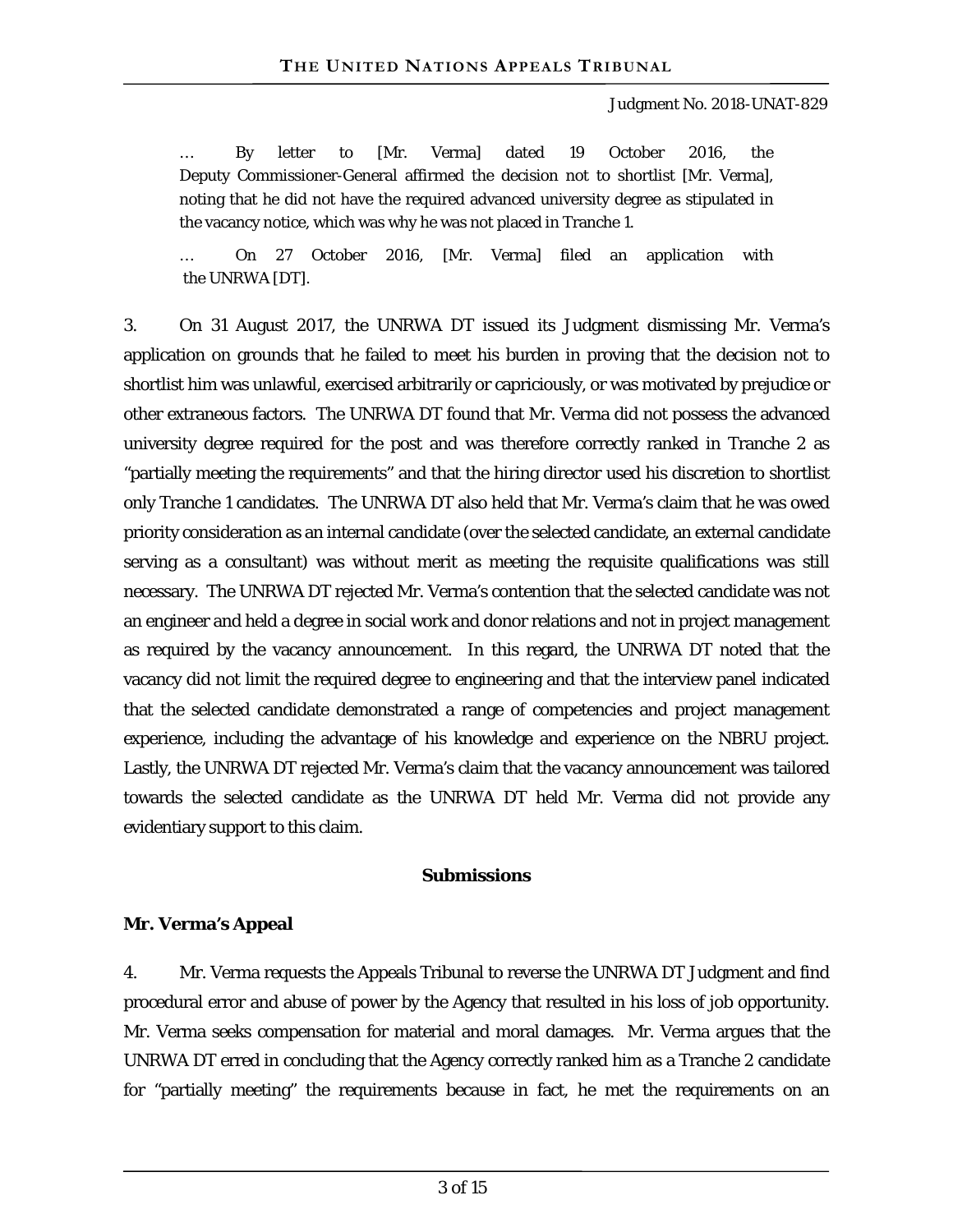… By letter to [Mr. Verma] dated 19 October 2016, the Deputy Commissioner-General affirmed the decision not to shortlist [Mr. Verma], noting that he did not have the required advanced university degree as stipulated in the vacancy notice, which was why he was not placed in Tranche 1.

… On 27 October 2016, [Mr. Verma] filed an application with the UNRWA [DT].

3. On 31 August 2017, the UNRWA DT issued its Judgment dismissing Mr. Verma's application on grounds that he failed to meet his burden in proving that the decision not to shortlist him was unlawful, exercised arbitrarily or capriciously, or was motivated by prejudice or other extraneous factors. The UNRWA DT found that Mr. Verma did not possess the advanced university degree required for the post and was therefore correctly ranked in Tranche 2 as "partially meeting the requirements" and that the hiring director used his discretion to shortlist only Tranche 1 candidates. The UNRWA DT also held that Mr. Verma's claim that he was owed priority consideration as an internal candidate (over the selected candidate, an external candidate serving as a consultant) was without merit as meeting the requisite qualifications was still necessary. The UNRWA DT rejected Mr. Verma's contention that the selected candidate was not an engineer and held a degree in social work and donor relations and not in project management as required by the vacancy announcement. In this regard, the UNRWA DT noted that the vacancy did not limit the required degree to engineering and that the interview panel indicated that the selected candidate demonstrated a range of competencies and project management experience, including the advantage of his knowledge and experience on the NBRU project. Lastly, the UNRWA DT rejected Mr. Verma's claim that the vacancy announcement was tailored towards the selected candidate as the UNRWA DT held Mr. Verma did not provide any evidentiary support to this claim.

## Submissions

### Mr. Verma's Appeal

4. Mr. Verma requests the Appeals Tribunal to reverse the UNRWA DT Judgment and find procedural error and abuse of power by the Agency that resulted in his loss of job opportunity. Mr. Verma seeks compensation for material and moral damages. Mr. Verma argues that the UNRWA DT erred in concluding that the Agency correctly ranked him as a Tranche 2 candidate for "partially meeting" the requirements because in fact, he met the requirements on an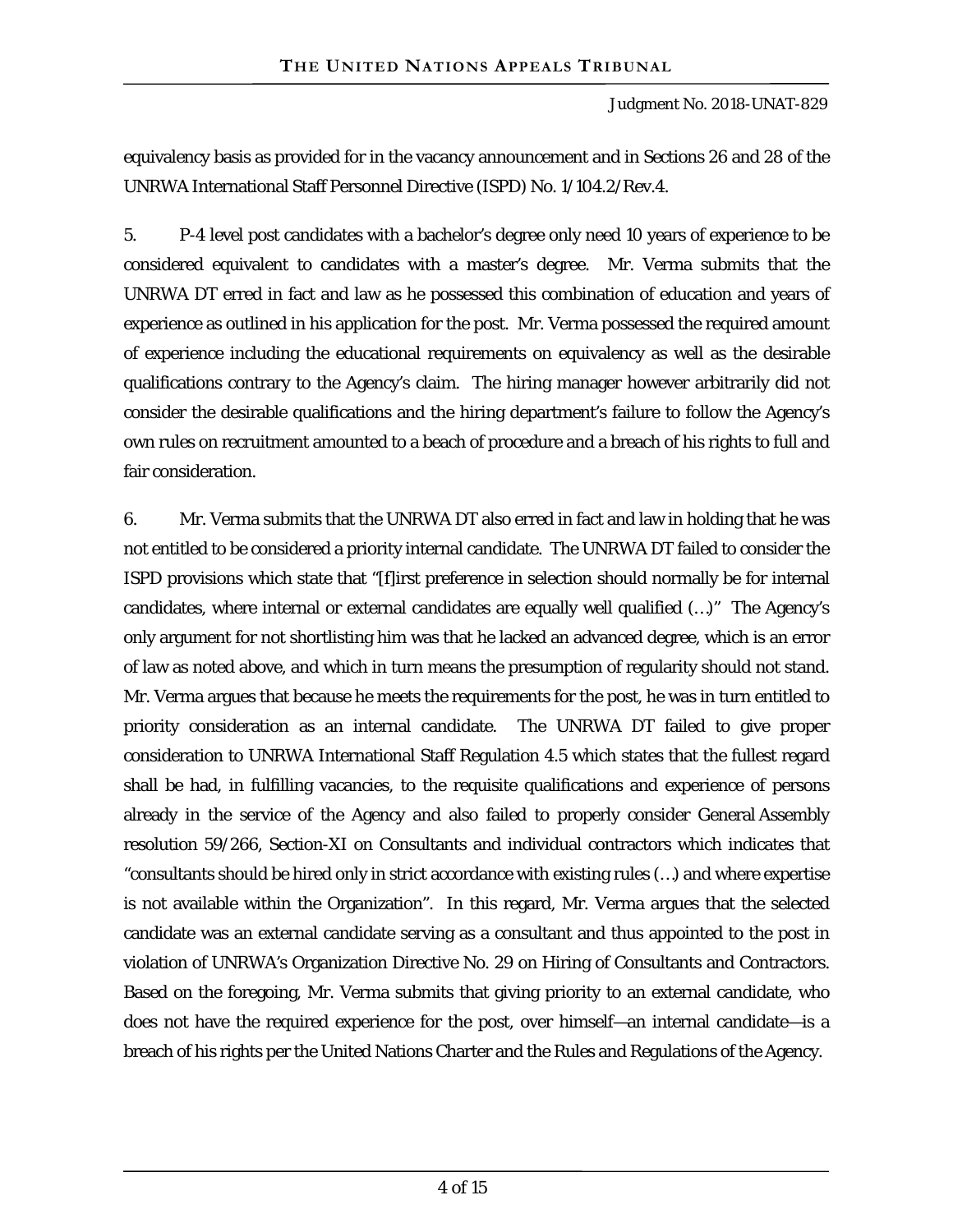equivalency basis as provided for in the vacancy announcement and in Sections 26 and 28 of the UNRWA International Staff Personnel Directive (ISPD) No. 1/104.2/Rev.4.

5. P-4 level post candidates with a bachelor's degree only need 10 years of experience to be considered equivalent to candidates with a master's degree. Mr. Verma submits that the UNRWA DT erred in fact and law as he possessed this combination of education and years of experience as outlined in his application for the post. Mr. Verma possessed the required amount of experience including the educational requirements on equivalency as well as the desirable qualifications contrary to the Agency's claim. The hiring manager however arbitrarily did not consider the desirable qualifications and the hiring department's failure to follow the Agency's own rules on recruitment amounted to a beach of procedure and a breach of his rights to full and fair consideration.

6. Mr. Verma submits that the UNRWA DT also erred in fact and law in holding that he was not entitled to be considered a priority internal candidate. The UNRWA DT failed to consider the ISPD provisions which state that "[f]irst preference in selection should normally be for internal candidates, where internal or external candidates are equally well qualified (…)" The Agency's only argument for not shortlisting him was that he lacked an advanced degree, which is an error of law as noted above, and which in turn means the presumption of regularity should not stand. Mr. Verma argues that because he meets the requirements for the post, he was in turn entitled to priority consideration as an internal candidate. The UNRWA DT failed to give proper consideration to UNRWA International Staff Regulation 4.5 which states that the fullest regard shall be had, in fulfilling vacancies, to the requisite qualifications and experience of persons already in the service of the Agency and also failed to properly consider General Assembly resolution 59/266, Section-XI on Consultants and individual contractors which indicates that "consultants should be hired only in strict accordance with existing rules (…) and where expertise is not available within the Organization". In this regard, Mr. Verma argues that the selected candidate was an external candidate serving as a consultant and thus appointed to the post in violation of UNRWA's Organization Directive No. 29 on Hiring of Consultants and Contractors. Based on the foregoing, Mr. Verma submits that giving priority to an external candidate, who does not have the required experience for the post, over himself—an internal candidate—is a breach of his rights per the United Nations Charter and the Rules and Regulations of the Agency.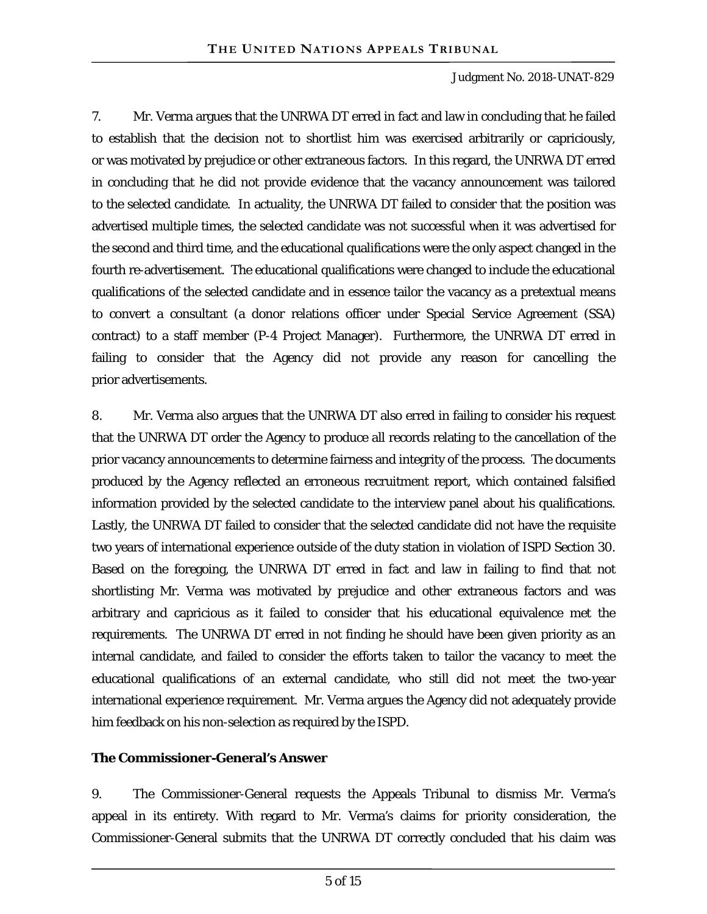7. Mr. Verma argues that the UNRWA DT erred in fact and law in concluding that he failed to establish that the decision not to shortlist him was exercised arbitrarily or capriciously, or was motivated by prejudice or other extraneous factors. In this regard, the UNRWA DT erred in concluding that he did not provide evidence that the vacancy announcement was tailored to the selected candidate. In actuality, the UNRWA DT failed to consider that the position was advertised multiple times, the selected candidate was not successful when it was advertised for the second and third time, and the educational qualifications were the only aspect changed in the fourth re-advertisement. The educational qualifications were changed to include the educational qualifications of the selected candidate and in essence tailor the vacancy as a pretextual means to convert a consultant (a donor relations officer under Special Service Agreement (SSA) contract) to a staff member (P-4 Project Manager). Furthermore, the UNRWA DT erred in failing to consider that the Agency did not provide any reason for cancelling the prior advertisements.

8. Mr. Verma also argues that the UNRWA DT also erred in failing to consider his request that the UNRWA DT order the Agency to produce all records relating to the cancellation of the prior vacancy announcements to determine fairness and integrity of the process. The documents produced by the Agency reflected an erroneous recruitment report, which contained falsified information provided by the selected candidate to the interview panel about his qualifications. Lastly, the UNRWA DT failed to consider that the selected candidate did not have the requisite two years of international experience outside of the duty station in violation of ISPD Section 30. Based on the foregoing, the UNRWA DT erred in fact and law in failing to find that not shortlisting Mr. Verma was motivated by prejudice and other extraneous factors and was arbitrary and capricious as it failed to consider that his educational equivalence met the requirements. The UNRWA DT erred in not finding he should have been given priority as an internal candidate, and failed to consider the efforts taken to tailor the vacancy to meet the educational qualifications of an external candidate, who still did not meet the two-year international experience requirement. Mr. Verma argues the Agency did not adequately provide him feedback on his non-selection as required by the ISPD.

**The Commissioner-General's Answer**

9. The Commissioner-General requests the Appeals Tribunal to dismiss Mr. Verma's appeal in its entirety. With regard to Mr. Verma's claims for priority consideration, the Commissioner-General submits that the UNRWA DT correctly concluded that his claim was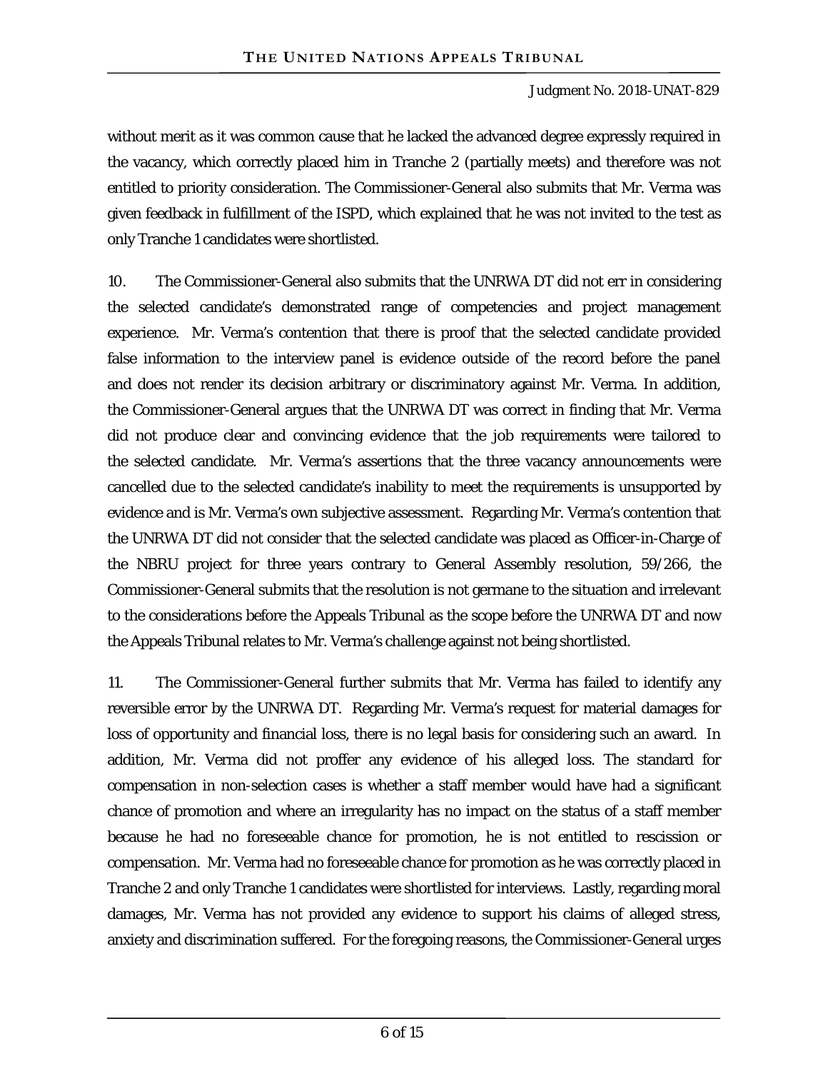without merit as it was common cause that he lacked the advanced degree expressly required in the vacancy, which correctly placed him in Tranche 2 (partially meets) and therefore was not entitled to priority consideration. The Commissioner-General also submits that Mr. Verma was given feedback in fulfillment of the ISPD, which explained that he was not invited to the test as only Tranche 1 candidates were shortlisted.

10. The Commissioner-General also submits that the UNRWA DT did not err in considering the selected candidate's demonstrated range of competencies and project management experience. Mr. Verma's contention that there is proof that the selected candidate provided false information to the interview panel is evidence outside of the record before the panel and does not render its decision arbitrary or discriminatory against Mr. Verma. In addition, the Commissioner-General argues that the UNRWA DT was correct in finding that Mr. Verma did not produce clear and convincing evidence that the job requirements were tailored to the selected candidate. Mr. Verma's assertions that the three vacancy announcements were cancelled due to the selected candidate's inability to meet the requirements is unsupported by evidence and is Mr. Verma's own subjective assessment. Regarding Mr. Verma's contention that the UNRWA DT did not consider that the selected candidate was placed as Officer-in-Charge of the NBRU project for three years contrary to General Assembly resolution, 59/266, the Commissioner-General submits that the resolution is not germane to the situation and irrelevant to the considerations before the Appeals Tribunal as the scope before the UNRWA DT and now the Appeals Tribunal relates to Mr. Verma's challenge against not being shortlisted.

11. The Commissioner-General further submits that Mr. Verma has failed to identify any reversible error by the UNRWA DT. Regarding Mr. Verma's request for material damages for loss of opportunity and financial loss, there is no legal basis for considering such an award. In addition, Mr. Verma did not proffer any evidence of his alleged loss. The standard for compensation in non-selection cases is whether a staff member would have had a significant chance of promotion and where an irregularity has no impact on the status of a staff member because he had no foreseeable chance for promotion, he is not entitled to rescission or compensation. Mr. Verma had no foreseeable chance for promotion as he was correctly placed in Tranche 2 and only Tranche 1 candidates were shortlisted for interviews. Lastly, regarding moral damages, Mr. Verma has not provided any evidence to support his claims of alleged stress, anxiety and discrimination suffered. For the foregoing reasons, the Commissioner-General urges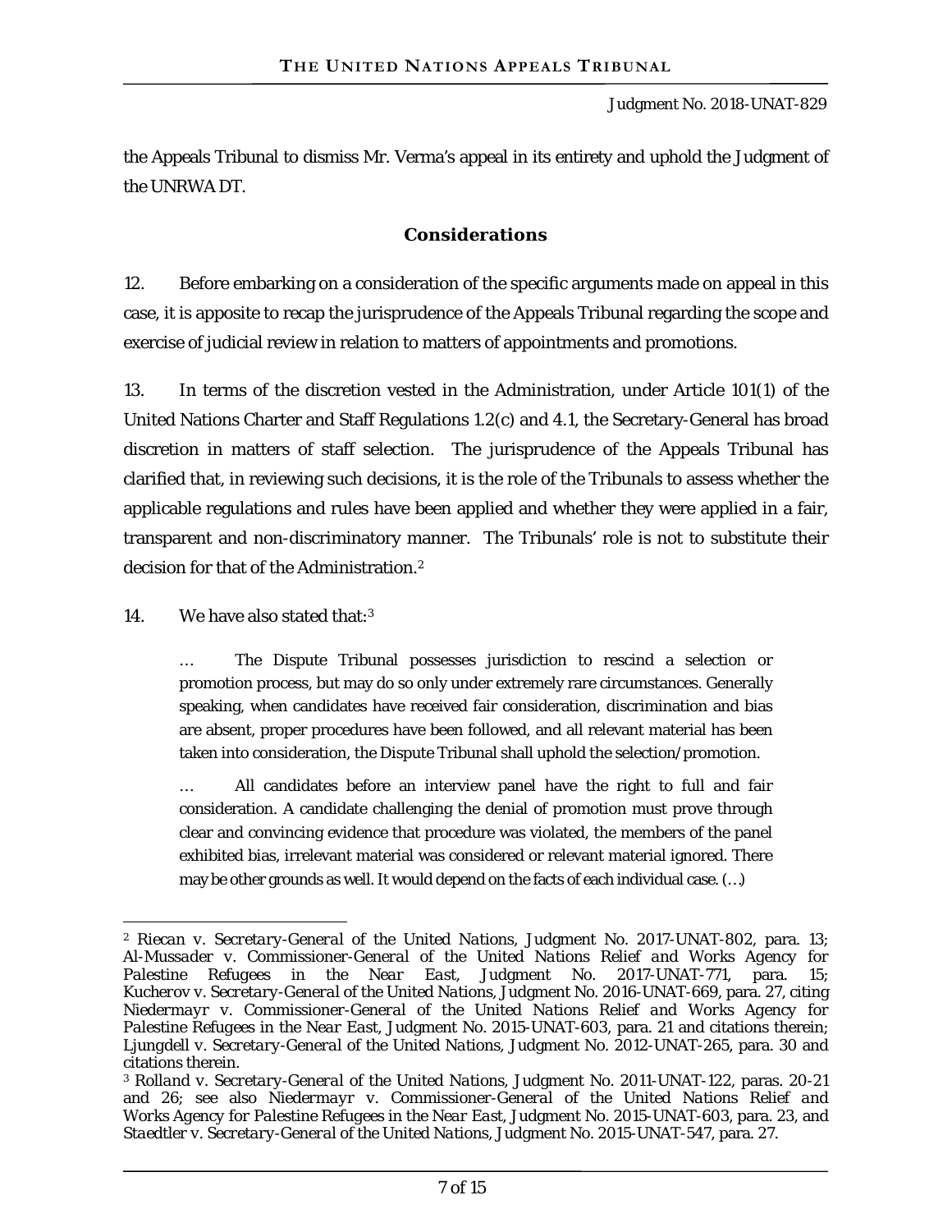the Appeals Tribunal to dismiss Mr. Verma's appeal in its entirety and uphold the Judgment of the UNRWA DT.

## Considerations

12. Before embarking on a consideration of the specific arguments made on appeal in this case, it is apposite to recap the jurisprudence of the Appeals Tribunal regarding the scope and exercise of judicial review in relation to matters of appointments and promotions.

13. In terms of the discretion vested in the Administration, under Article 101(1) of the United Nations Charter and Staff Regulations 1.2(c) and 4.1, the Secretary-General has broad discretion in matters of staff selection. The jurisprudence of the Appeals Tribunal has clarified that, in reviewing such decisions, it is the role of the Tribunals to assess whether the applicable regulations and rules have been applied and whether they were applied in a fair, transparent and non-discriminatory manner. The Tribunals' role is not to substitute their decision for that of the Administration.[2]

14. We have also stated that:[3]

> … The Dispute Tribunal possesses jurisdiction to rescind a selection or promotion process, but may do so only under extremely rare circumstances. Generally speaking, when candidates have received fair consideration, discrimination and bias are absent, proper procedures have been followed, and all relevant material has been taken into consideration, the Dispute Tribunal shall uphold the selection/promotion.
>
> … All candidates before an interview panel have the right to full and fair consideration. A candidate challenging the denial of promotion must prove through clear and convincing evidence that procedure was violated, the members of the panel exhibited bias, irrelevant material was considered or relevant material ignored. There may be other grounds as well. It would depend on the facts of each individual case. (…)

---

[2] *Riecan v. Secretary-General of the United Nations*, Judgment No. 2017-UNAT-802, para. 13; *Al-Mussader v. Commissioner-General of the United Nations Relief and Works Agency for Palestine Refugees in the Near East*, Judgment No. 2017-UNAT-771, para. 15; *Kucherov v. Secretary-General of the United Nations*, Judgment No. 2016-UNAT-669, para. 27, citing *Niedermayr v. Commissioner-General of the United Nations Relief and Works Agency for Palestine Refugees in the Near East*, Judgment No. 2015-UNAT-603, para. 21 and citations therein; *Ljungdell v. Secretary-General of the United Nations*, Judgment No. 2012-UNAT-265, para. 30 and citations therein.

[3] *Rolland v. Secretary-General of the United Nations*, Judgment No. 2011-UNAT-122, paras. 20-21 and 26; see also *Niedermayr v. Commissioner-General of the United Nations Relief and Works Agency for Palestine Refugees in the Near East*, Judgment No. 2015-UNAT-603, para. 23, and *Staedtler v. Secretary-General of the United Nations*, Judgment No. 2015-UNAT-547, para. 27.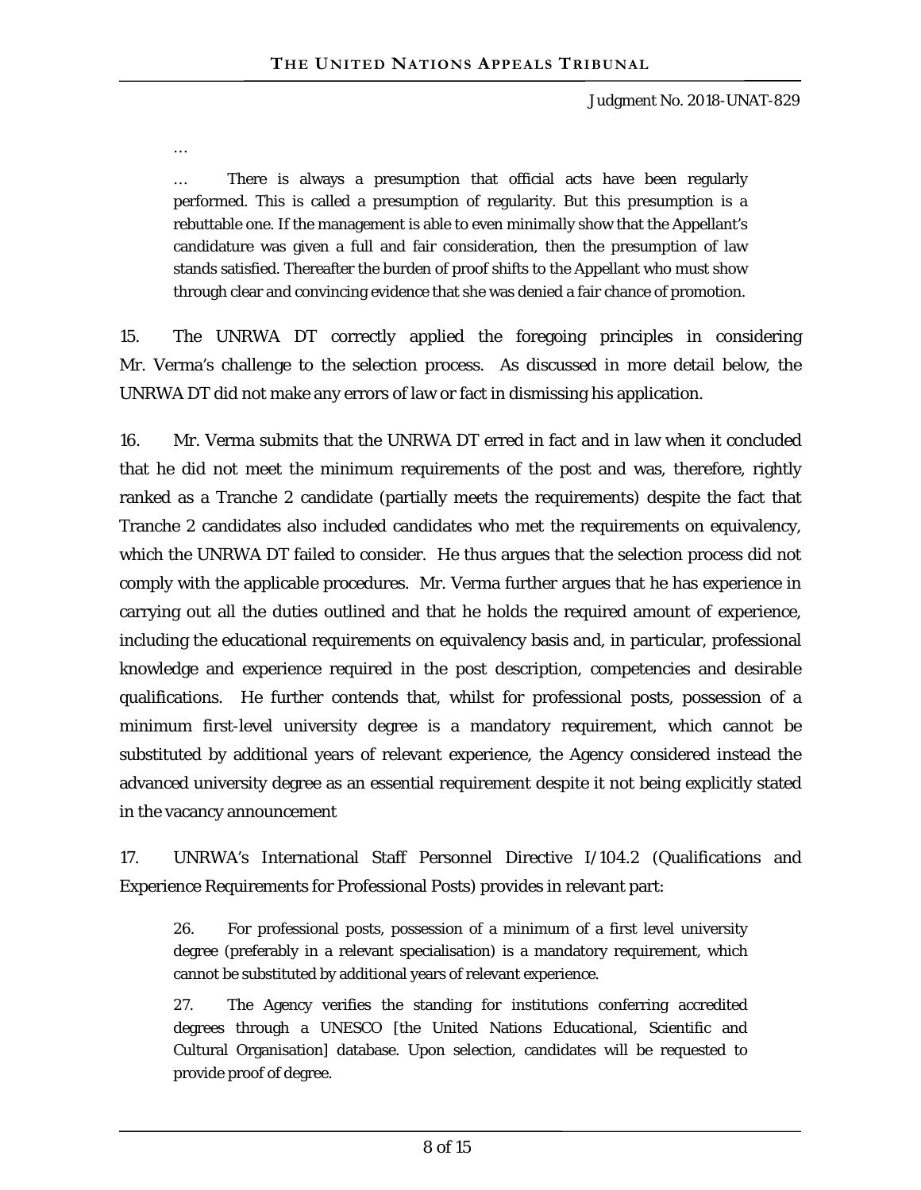…

… There is always a presumption that official acts have been regularly performed. This is called a presumption of regularity. But this presumption is a rebuttable one. If the management is able to even minimally show that the Appellant's candidature was given a full and fair consideration, then the presumption of law stands satisfied. Thereafter the burden of proof shifts to the Appellant who must show through clear and convincing evidence that she was denied a fair chance of promotion.

15. The UNRWA DT correctly applied the foregoing principles in considering Mr. Verma's challenge to the selection process. As discussed in more detail below, the UNRWA DT did not make any errors of law or fact in dismissing his application.

16. Mr. Verma submits that the UNRWA DT erred in fact and in law when it concluded that he did not meet the minimum requirements of the post and was, therefore, rightly ranked as a Tranche 2 candidate (partially meets the requirements) despite the fact that Tranche 2 candidates also included candidates who met the requirements on equivalency, which the UNRWA DT failed to consider. He thus argues that the selection process did not comply with the applicable procedures. Mr. Verma further argues that he has experience in carrying out all the duties outlined and that he holds the required amount of experience, including the educational requirements on equivalency basis and, in particular, professional knowledge and experience required in the post description, competencies and desirable qualifications. He further contends that, whilst for professional posts, possession of a minimum first-level university degree is a mandatory requirement, which cannot be substituted by additional years of relevant experience, the Agency considered instead the advanced university degree as an essential requirement despite it not being explicitly stated in the vacancy announcement

17. UNRWA's International Staff Personnel Directive I/104.2 (Qualifications and Experience Requirements for Professional Posts) provides in relevant part:

> 26. For professional posts, possession of a minimum of a first level university degree (preferably in a relevant specialisation) is a mandatory requirement, which cannot be substituted by additional years of relevant experience.
>
> 27. The Agency verifies the standing for institutions conferring accredited degrees through a UNESCO [the United Nations Educational, Scientific and Cultural Organisation] database. Upon selection, candidates will be requested to provide proof of degree.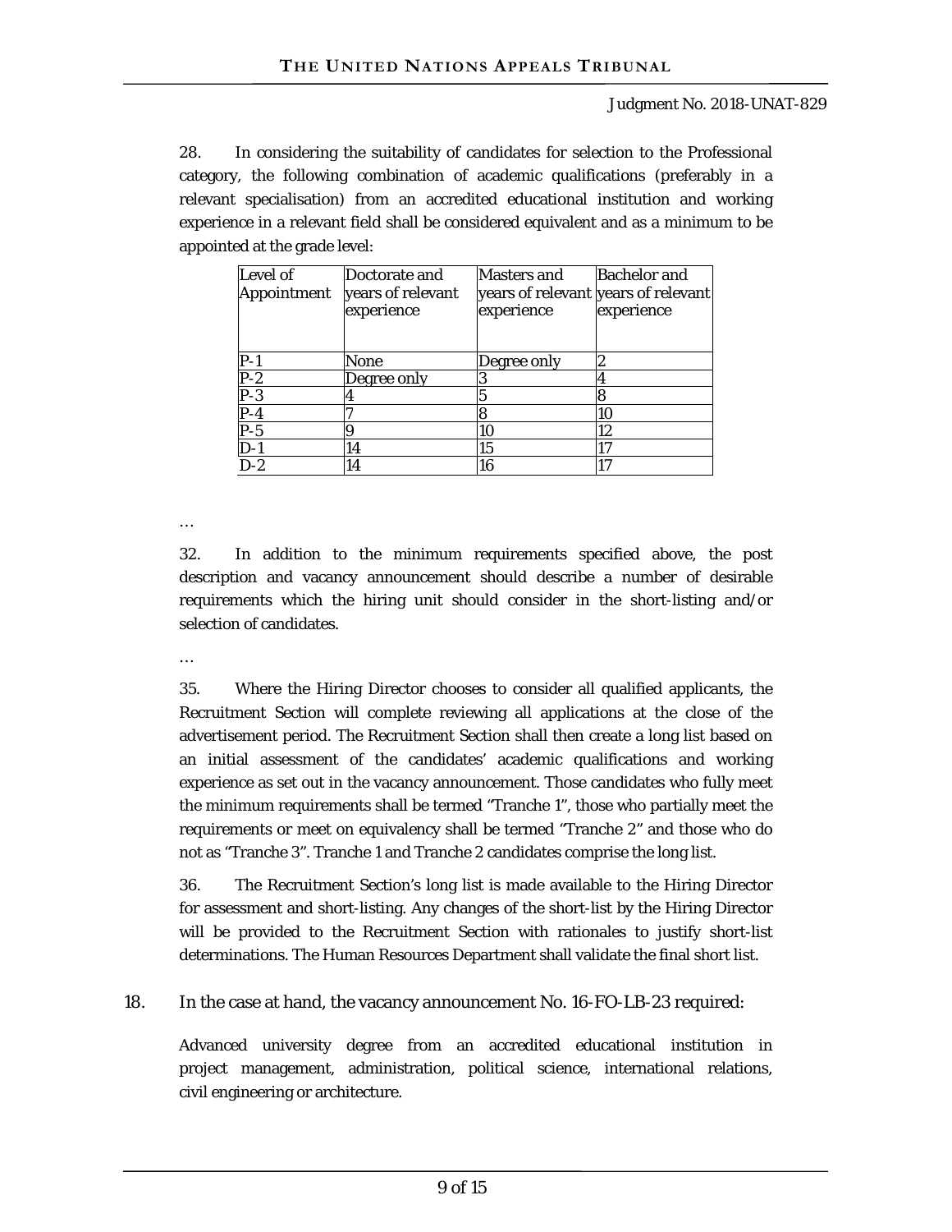28. In considering the suitability of candidates for selection to the Professional category, the following combination of academic qualifications (preferably in a relevant specialisation) from an accredited educational institution and working experience in a relevant field shall be considered equivalent and as a minimum to be appointed at the grade level:

| Level of Appointment | Doctorate and years of relevant experience | Masters and years of relevant experience | Bachelor and years of relevant experience |
|---|---|---|---|
| P-1 | None | Degree only | 2 |
| P-2 | Degree only | 3 | 4 |
| P-3 | 4 | 5 | 8 |
| P-4 | 7 | 8 | 10 |
| P-5 | 9 | 10 | 12 |
| D-1 | 14 | 15 | 17 |
| D-2 | 14 | 16 | 17 |

…

32. In addition to the minimum requirements specified above, the post description and vacancy announcement should describe a number of desirable requirements which the hiring unit should consider in the short-listing and/or selection of candidates.

…

35. Where the Hiring Director chooses to consider all qualified applicants, the Recruitment Section will complete reviewing all applications at the close of the advertisement period. The Recruitment Section shall then create a long list based on an initial assessment of the candidates' academic qualifications and working experience as set out in the vacancy announcement. Those candidates who fully meet the minimum requirements shall be termed "Tranche 1", those who partially meet the requirements or meet on equivalency shall be termed "Tranche 2" and those who do not as "Tranche 3". Tranche 1 and Tranche 2 candidates comprise the long list.

36. The Recruitment Section's long list is made available to the Hiring Director for assessment and short-listing. Any changes of the short-list by the Hiring Director will be provided to the Recruitment Section with rationales to justify short-list determinations. The Human Resources Department shall validate the final short list.

18. In the case at hand, the vacancy announcement No. 16-FO-LB-23 required:

Advanced university degree from an accredited educational institution in project management, administration, political science, international relations, civil engineering or architecture.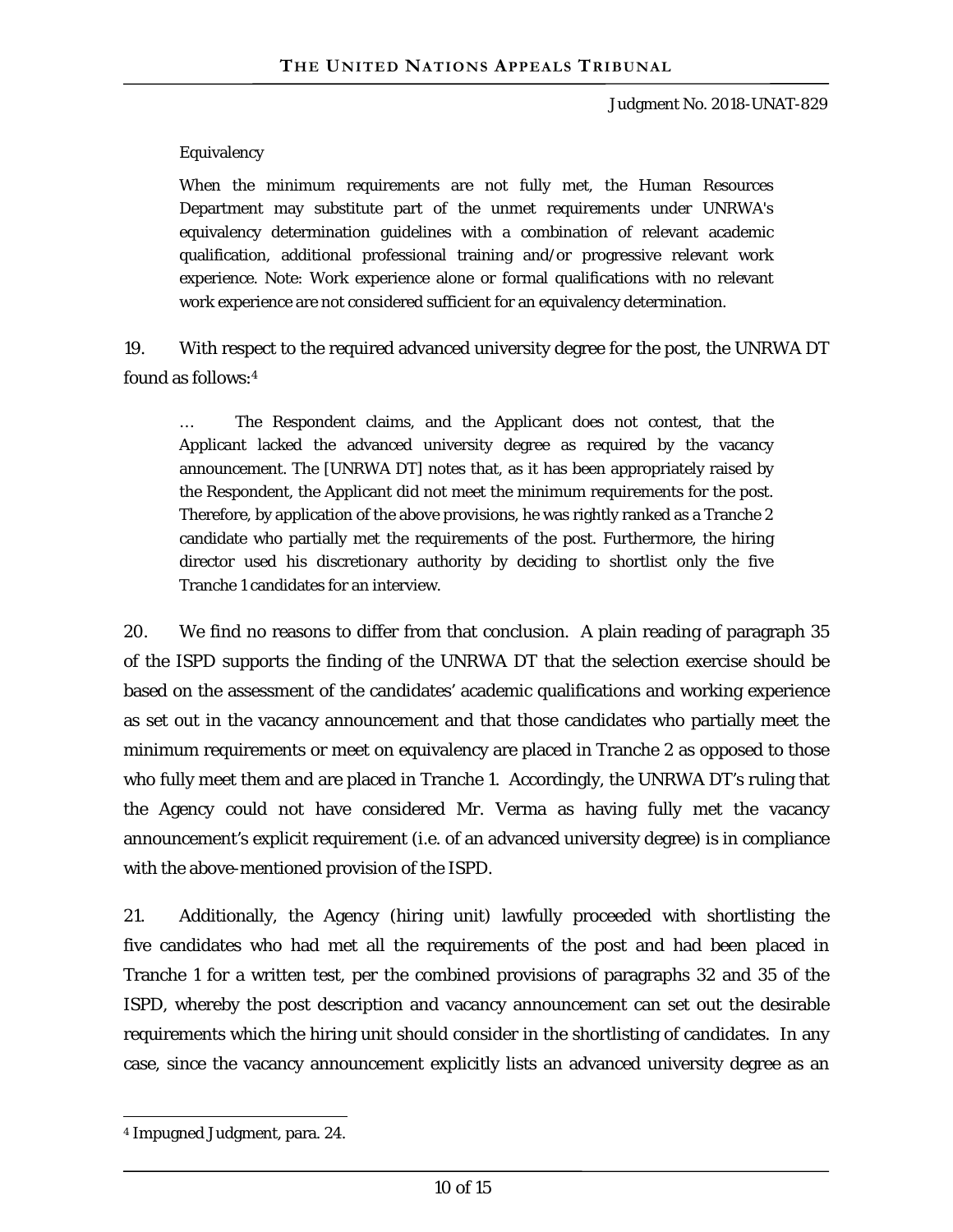Equivalency

When the minimum requirements are not fully met, the Human Resources Department may substitute part of the unmet requirements under UNRWA's equivalency determination guidelines with a combination of relevant academic qualification, additional professional training and/or progressive relevant work experience. Note: Work experience alone or formal qualifications with no relevant work experience are not considered sufficient for an equivalency determination.

19. With respect to the required advanced university degree for the post, the UNRWA DT found as follows:[4]

> … The Respondent claims, and the Applicant does not contest, that the Applicant lacked the advanced university degree as required by the vacancy announcement. The [UNRWA DT] notes that, as it has been appropriately raised by the Respondent, the Applicant did not meet the minimum requirements for the post. Therefore, by application of the above provisions, he was rightly ranked as a Tranche 2 candidate who partially met the requirements of the post. Furthermore, the hiring director used his discretionary authority by deciding to shortlist only the five Tranche 1 candidates for an interview.

20. We find no reasons to differ from that conclusion. A plain reading of paragraph 35 of the ISPD supports the finding of the UNRWA DT that the selection exercise should be based on the assessment of the candidates' academic qualifications and working experience as set out in the vacancy announcement and that those candidates who partially meet the minimum requirements or meet on equivalency are placed in Tranche 2 as opposed to those who fully meet them and are placed in Tranche 1. Accordingly, the UNRWA DT's ruling that the Agency could not have considered Mr. Verma as having fully met the vacancy announcement's explicit requirement (i.e. of an advanced university degree) is in compliance with the above-mentioned provision of the ISPD.

21. Additionally, the Agency (hiring unit) lawfully proceeded with shortlisting the five candidates who had met all the requirements of the post and had been placed in Tranche 1 for a written test, per the combined provisions of paragraphs 32 and 35 of the ISPD, whereby the post description and vacancy announcement can set out the desirable requirements which the hiring unit should consider in the shortlisting of candidates. In any case, since the vacancy announcement explicitly lists an advanced university degree as an

---

[4] Impugned Judgment, para. 24.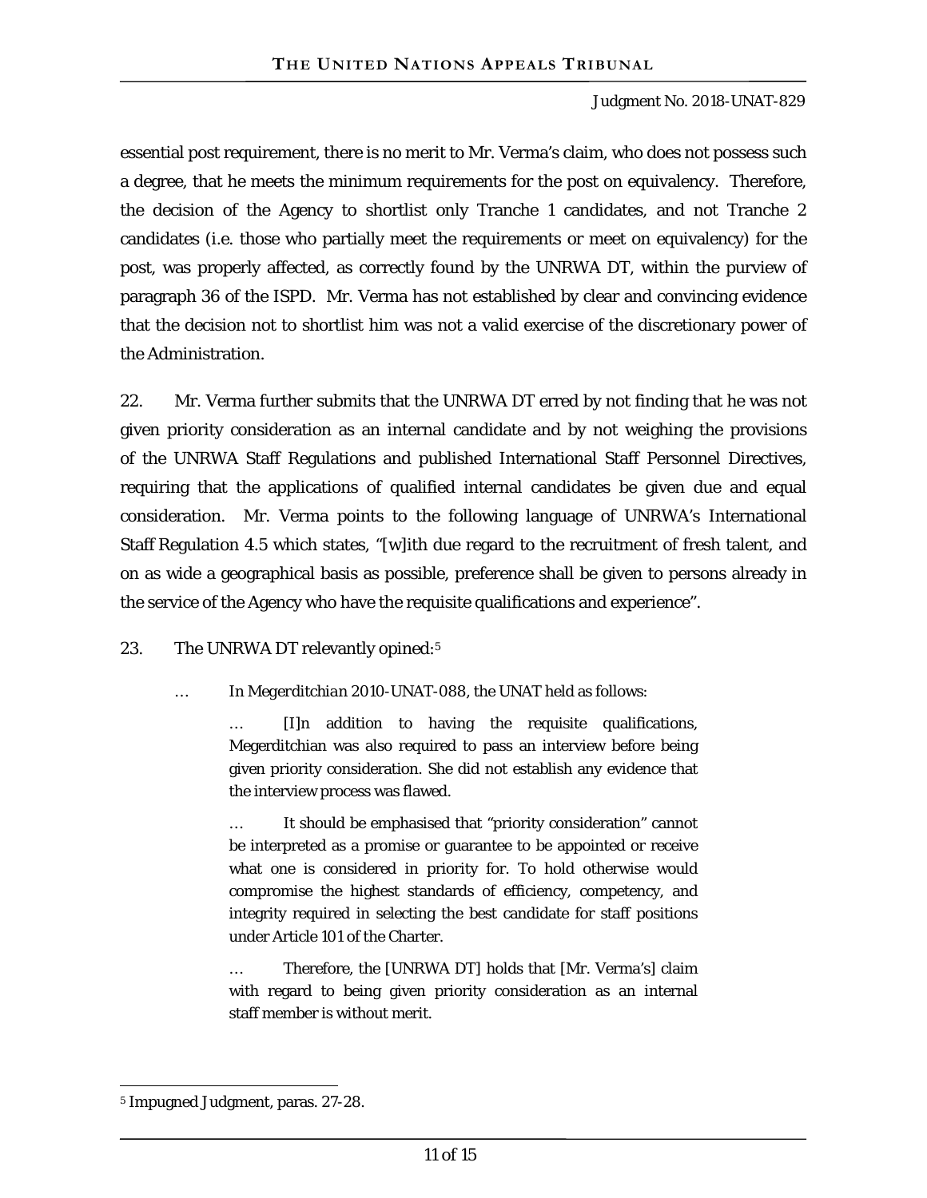essential post requirement, there is no merit to Mr. Verma's claim, who does not possess such a degree, that he meets the minimum requirements for the post on equivalency. Therefore, the decision of the Agency to shortlist only Tranche 1 candidates, and not Tranche 2 candidates (i.e. those who partially meet the requirements or meet on equivalency) for the post, was properly affected, as correctly found by the UNRWA DT, within the purview of paragraph 36 of the ISPD. Mr. Verma has not established by clear and convincing evidence that the decision not to shortlist him was not a valid exercise of the discretionary power of the Administration.

22. Mr. Verma further submits that the UNRWA DT erred by not finding that he was not given priority consideration as an internal candidate and by not weighing the provisions of the UNRWA Staff Regulations and published International Staff Personnel Directives, requiring that the applications of qualified internal candidates be given due and equal consideration. Mr. Verma points to the following language of UNRWA's International Staff Regulation 4.5 which states, "[w]ith due regard to the recruitment of fresh talent, and on as wide a geographical basis as possible, preference shall be given to persons already in the service of the Agency who have the requisite qualifications and experience".

23. The UNRWA DT relevantly opined:[5]

> … In *Megerditchian* 2010-UNAT-088, the UNAT held as follows:
>
> > … [I]n addition to having the requisite qualifications, Megerditchian was also required to pass an interview before being given priority consideration. She did not establish any evidence that the interview process was flawed.
> >
> > … It should be emphasised that "priority consideration" cannot be interpreted as a promise or guarantee to be appointed or receive what one is considered in priority for. To hold otherwise would compromise the highest standards of efficiency, competency, and integrity required in selecting the best candidate for staff positions under Article 101 of the Charter.
> >
> > … Therefore, the [UNRWA DT] holds that [Mr. Verma's] claim with regard to being given priority consideration as an internal staff member is without merit.

---

[5] Impugned Judgment, paras. 27-28.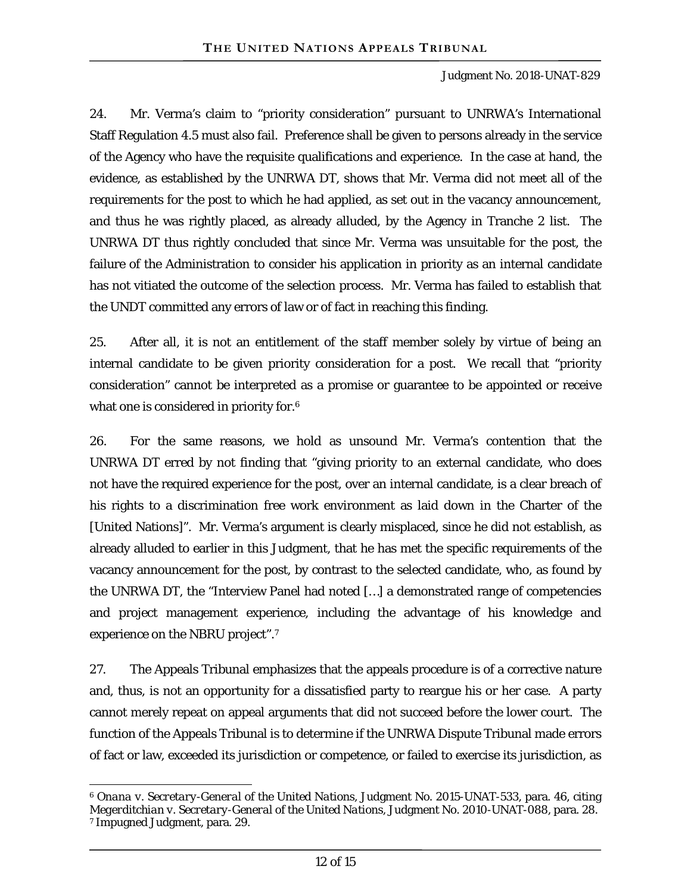24. Mr. Verma's claim to "priority consideration" pursuant to UNRWA's International Staff Regulation 4.5 must also fail. Preference shall be given to persons already in the service of the Agency who have the requisite qualifications and experience. In the case at hand, the evidence, as established by the UNRWA DT, shows that Mr. Verma did not meet all of the requirements for the post to which he had applied, as set out in the vacancy announcement, and thus he was rightly placed, as already alluded, by the Agency in Tranche 2 list. The UNRWA DT thus rightly concluded that since Mr. Verma was unsuitable for the post, the failure of the Administration to consider his application in priority as an internal candidate has not vitiated the outcome of the selection process. Mr. Verma has failed to establish that the UNDT committed any errors of law or of fact in reaching this finding.

25. After all, it is not an entitlement of the staff member solely by virtue of being an internal candidate to be given priority consideration for a post. We recall that "priority consideration" cannot be interpreted as a promise or guarantee to be appointed or receive what one is considered in priority for.[6]

26. For the same reasons, we hold as unsound Mr. Verma's contention that the UNRWA DT erred by not finding that "giving priority to an external candidate, who does not have the required experience for the post, over an internal candidate, is a clear breach of his rights to a discrimination free work environment as laid down in the Charter of the [United Nations]". Mr. Verma's argument is clearly misplaced, since he did not establish, as already alluded to earlier in this Judgment, that he has met the specific requirements of the vacancy announcement for the post, by contrast to the selected candidate, who, as found by the UNRWA DT, the "Interview Panel had noted […] a demonstrated range of competencies and project management experience, including the advantage of his knowledge and experience on the NBRU project".[7]

27. The Appeals Tribunal emphasizes that the appeals procedure is of a corrective nature and, thus, is not an opportunity for a dissatisfied party to reargue his or her case. A party cannot merely repeat on appeal arguments that did not succeed before the lower court. The function of the Appeals Tribunal is to determine if the UNRWA Dispute Tribunal made errors of fact or law, exceeded its jurisdiction or competence, or failed to exercise its jurisdiction, as

---

[6] *Onana v. Secretary-General of the United Nations*, Judgment No. 2015-UNAT-533, para. 46, citing *Megerditchian v. Secretary-General of the United Nations*, Judgment No. 2010-UNAT-088, para. 28.

[7] Impugned Judgment, para. 29.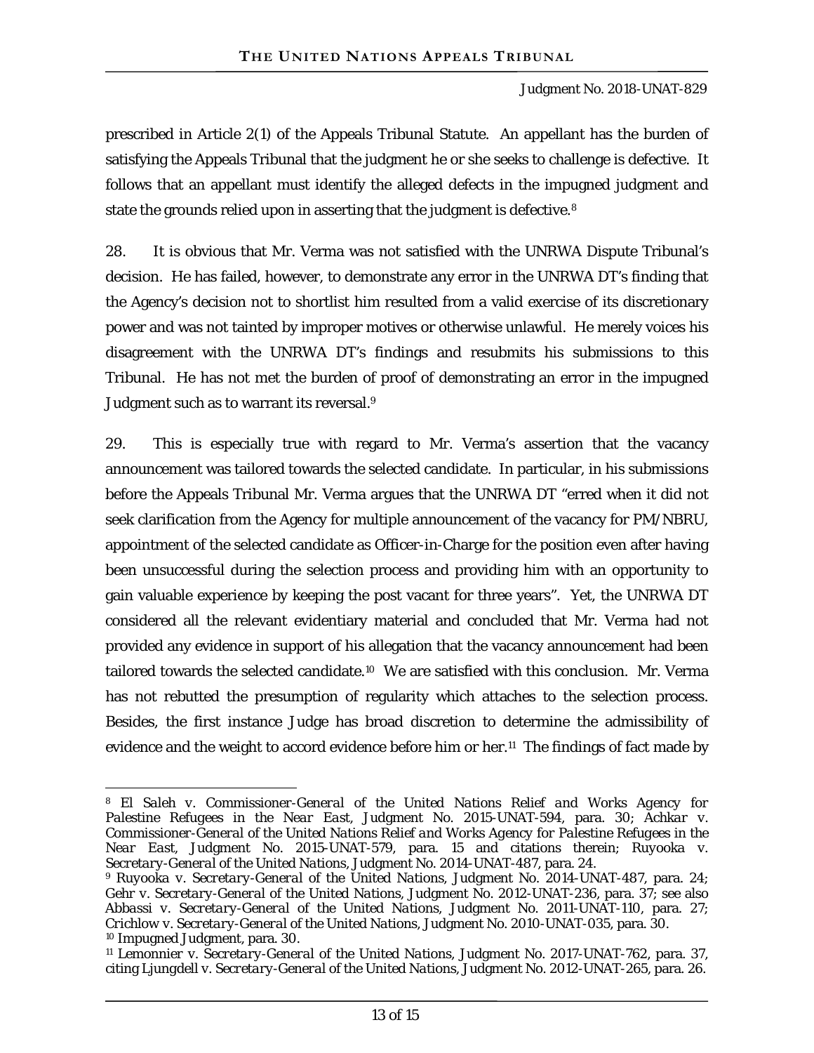prescribed in Article 2(1) of the Appeals Tribunal Statute. An appellant has the burden of satisfying the Appeals Tribunal that the judgment he or she seeks to challenge is defective. It follows that an appellant must identify the alleged defects in the impugned judgment and state the grounds relied upon in asserting that the judgment is defective.[8]

28. It is obvious that Mr. Verma was not satisfied with the UNRWA Dispute Tribunal's decision. He has failed, however, to demonstrate any error in the UNRWA DT's finding that the Agency's decision not to shortlist him resulted from a valid exercise of its discretionary power and was not tainted by improper motives or otherwise unlawful. He merely voices his disagreement with the UNRWA DT's findings and resubmits his submissions to this Tribunal. He has not met the burden of proof of demonstrating an error in the impugned Judgment such as to warrant its reversal.[9]

29. This is especially true with regard to Mr. Verma's assertion that the vacancy announcement was tailored towards the selected candidate. In particular, in his submissions before the Appeals Tribunal Mr. Verma argues that the UNRWA DT "erred when it did not seek clarification from the Agency for multiple announcement of the vacancy for PM/NBRU, appointment of the selected candidate as Officer-in-Charge for the position even after having been unsuccessful during the selection process and providing him with an opportunity to gain valuable experience by keeping the post vacant for three years". Yet, the UNRWA DT considered all the relevant evidentiary material and concluded that Mr. Verma had not provided any evidence in support of his allegation that the vacancy announcement had been tailored towards the selected candidate.[10] We are satisfied with this conclusion. Mr. Verma has not rebutted the presumption of regularity which attaches to the selection process. Besides, the first instance Judge has broad discretion to determine the admissibility of evidence and the weight to accord evidence before him or her.[11] The findings of fact made by

---

[8] *El Saleh v. Commissioner-General of the United Nations Relief and Works Agency for Palestine Refugees in the Near East*, Judgment No. 2015-UNAT-594, para. 30; *Achkar v. Commissioner-General of the United Nations Relief and Works Agency for Palestine Refugees in the Near East*, Judgment No. 2015-UNAT-579, para. 15 and citations therein; *Ruyooka v. Secretary-General of the United Nations*, Judgment No. 2014-UNAT-487, para. 24.

[9] *Ruyooka v. Secretary-General of the United Nations*, Judgment No. 2014-UNAT-487, para. 24; *Gehr v. Secretary-General of the United Nations*, Judgment No. 2012-UNAT-236, para. 37; see also *Abbassi v. Secretary-General of the United Nations*, Judgment No. 2011-UNAT-110, para. 27; *Crichlow v. Secretary-General of the United Nations*, Judgment No. 2010-UNAT-035, para. 30.

[10] Impugned Judgment, para. 30.

[11] *Lemonnier v. Secretary-General of the United Nations*, Judgment No. 2017-UNAT-762, para. 37, citing *Ljungdell v. Secretary-General of the United Nations*, Judgment No. 2012-UNAT-265, para. 26.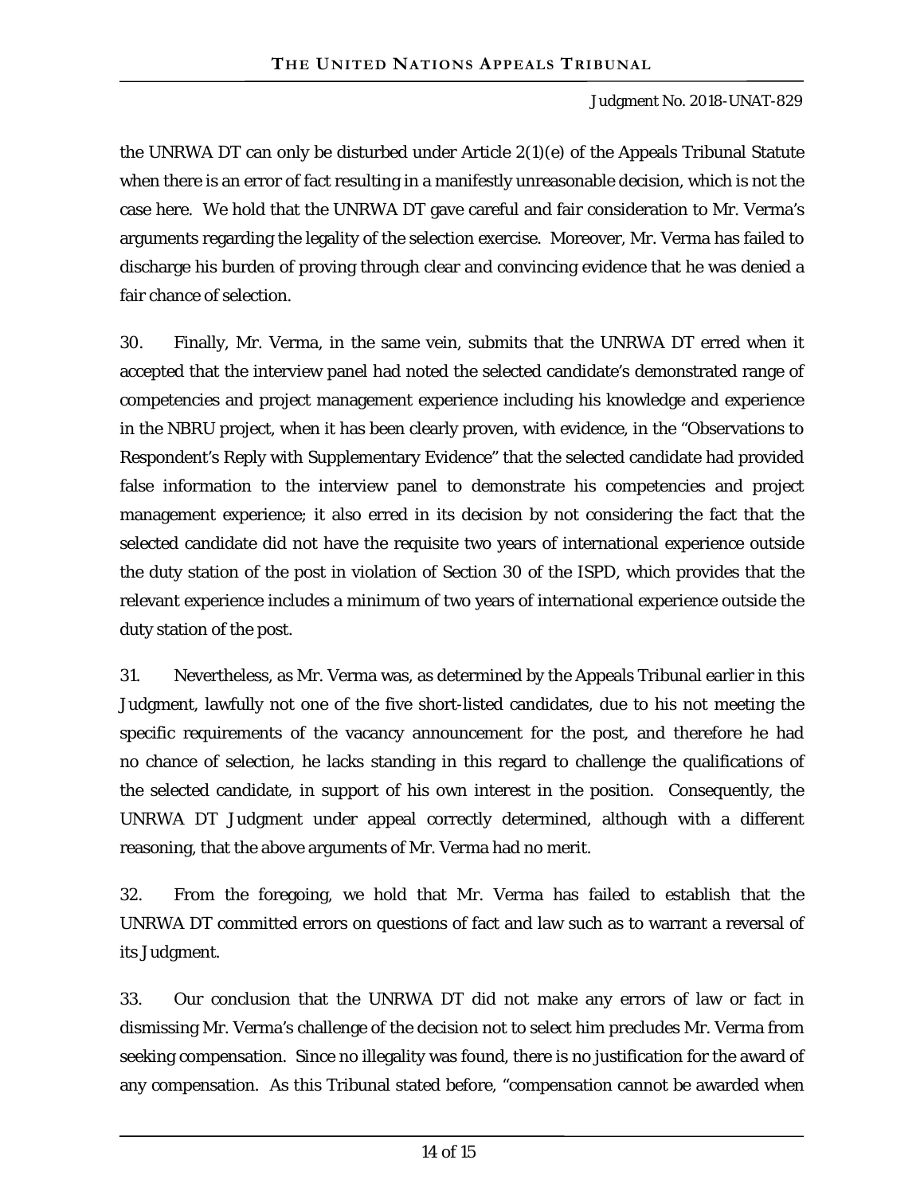the UNRWA DT can only be disturbed under Article 2(1)(e) of the Appeals Tribunal Statute when there is an error of fact resulting in a manifestly unreasonable decision, which is not the case here. We hold that the UNRWA DT gave careful and fair consideration to Mr. Verma's arguments regarding the legality of the selection exercise. Moreover, Mr. Verma has failed to discharge his burden of proving through clear and convincing evidence that he was denied a fair chance of selection.

30. Finally, Mr. Verma, in the same vein, submits that the UNRWA DT erred when it accepted that the interview panel had noted the selected candidate's demonstrated range of competencies and project management experience including his knowledge and experience in the NBRU project, when it has been clearly proven, with evidence, in the "Observations to Respondent's Reply with Supplementary Evidence" that the selected candidate had provided false information to the interview panel to demonstrate his competencies and project management experience; it also erred in its decision by not considering the fact that the selected candidate did not have the requisite two years of international experience outside the duty station of the post in violation of Section 30 of the ISPD, which provides that the relevant experience includes a minimum of two years of international experience outside the duty station of the post.

31. Nevertheless, as Mr. Verma was, as determined by the Appeals Tribunal earlier in this Judgment, lawfully not one of the five short-listed candidates, due to his not meeting the specific requirements of the vacancy announcement for the post, and therefore he had no chance of selection, he lacks standing in this regard to challenge the qualifications of the selected candidate, in support of his own interest in the position. Consequently, the UNRWA DT Judgment under appeal correctly determined, although with a different reasoning, that the above arguments of Mr. Verma had no merit.

32. From the foregoing, we hold that Mr. Verma has failed to establish that the UNRWA DT committed errors on questions of fact and law such as to warrant a reversal of its Judgment.

33. Our conclusion that the UNRWA DT did not make any errors of law or fact in dismissing Mr. Verma's challenge of the decision not to select him precludes Mr. Verma from seeking compensation. Since no illegality was found, there is no justification for the award of any compensation. As this Tribunal stated before, "compensation cannot be awarded when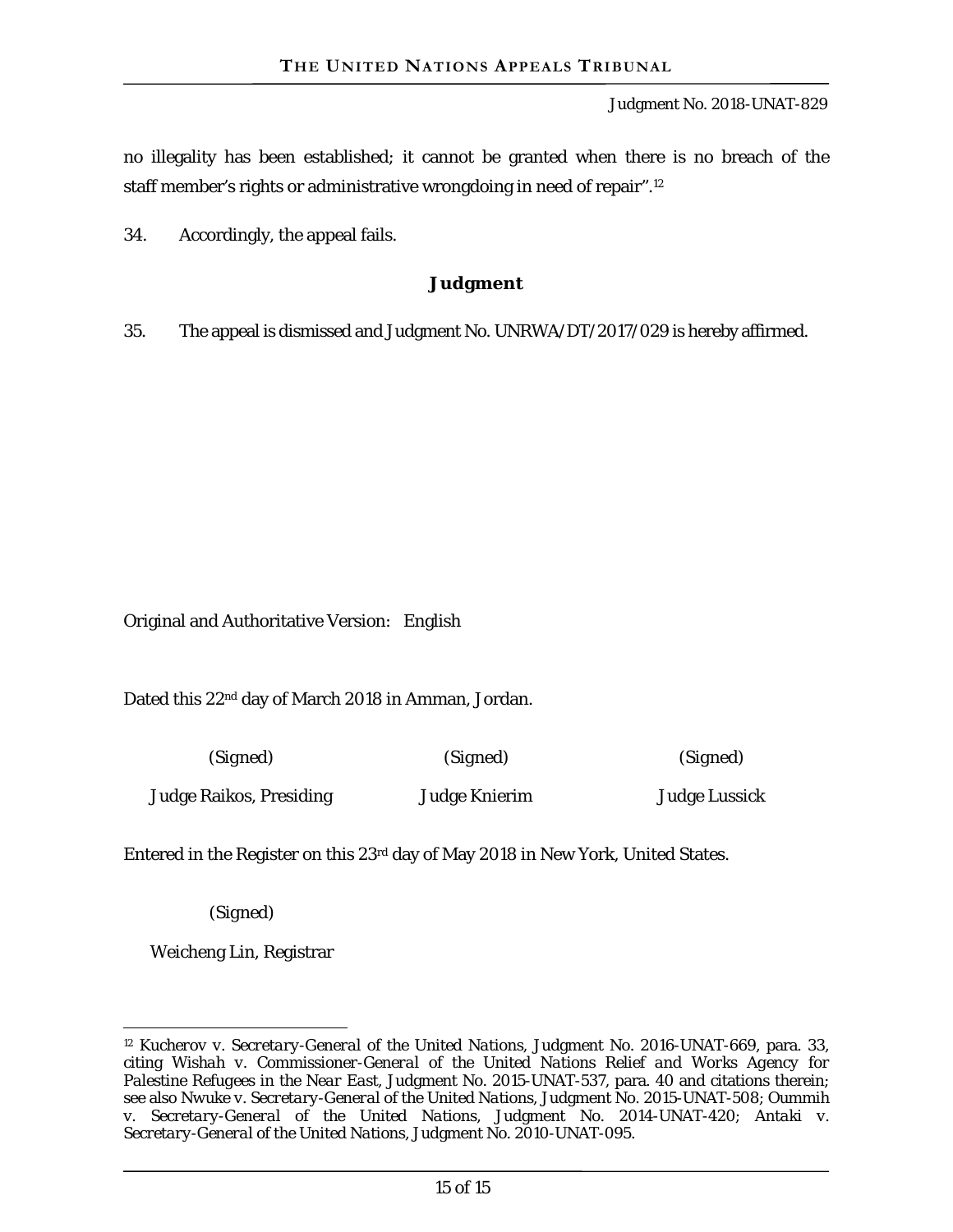no illegality has been established; it cannot be granted when there is no breach of the staff member's rights or administrative wrongdoing in need of repair".[12]

34. Accordingly, the appeal fails.

## Judgment

35. The appeal is dismissed and Judgment No. UNRWA/DT/2017/029 is hereby affirmed.

Original and Authoritative Version: English

Dated this 22nd day of March 2018 in Amman, Jordan.

| | | |
|---|---|---|
| (Signed) | (Signed) | (Signed) |
| Judge Raikos, Presiding | Judge Knierim | Judge Lussick |

Entered in the Register on this 23rd day of May 2018 in New York, United States.

(Signed)

Weicheng Lin, Registrar

---

[12] *Kucherov v. Secretary-General of the United Nations*, Judgment No. 2016-UNAT-669, para. 33, citing *Wishah v. Commissioner-General of the United Nations Relief and Works Agency for Palestine Refugees in the Near East*, Judgment No. 2015-UNAT-537, para. 40 and citations therein; see also *Nwuke v. Secretary-General of the United Nations*, Judgment No. 2015-UNAT-508; *Oummih v. Secretary-General of the United Nations*, Judgment No. 2014-UNAT-420; *Antaki v. Secretary-General of the United Nations*, Judgment No. 2010-UNAT-095.